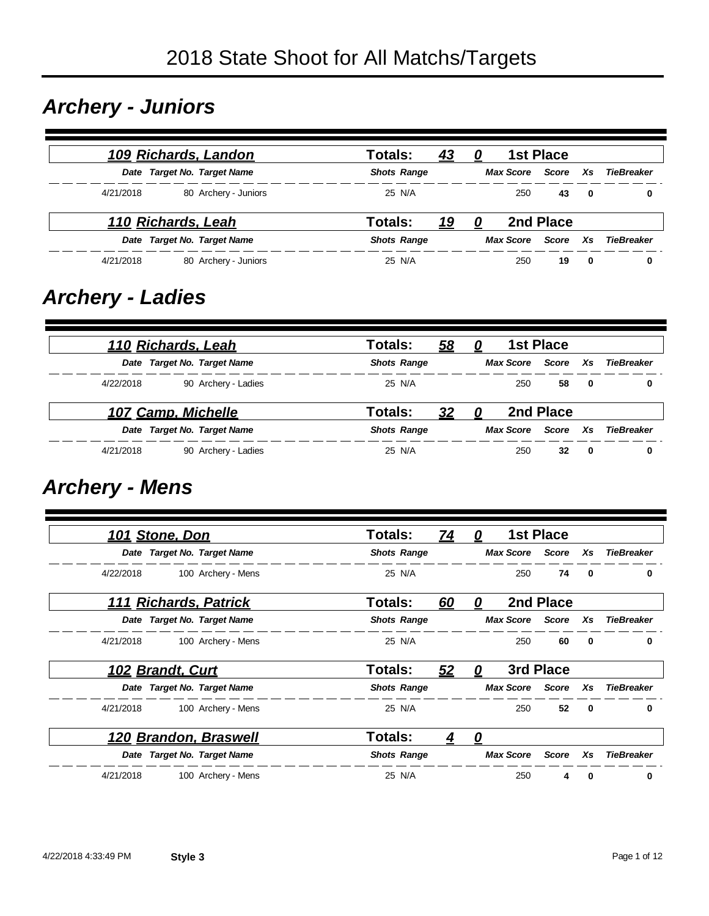# 2018 State Shoot for All Matchs/Targets

## *Archery - Juniors*

### 109 Richards, Landon — Totals: 43 0 — 1st Place

| Date | Target No. | Target Name | Shots | Range | Max Score | Score | Xs | TieBreaker |
|---|---|---|---|---|---|---|---|---|
| 4/21/2018 | 80 | Archery - Juniors | 25 | N/A | 250 | **43** | **0** | **0** |

### 110 Richards, Leah — Totals: 19 0 — 2nd Place

| Date | Target No. | Target Name | Shots | Range | Max Score | Score | Xs | TieBreaker |
|---|---|---|---|---|---|---|---|---|
| 4/21/2018 | 80 | Archery - Juniors | 25 | N/A | 250 | **19** | **0** | **0** |

## *Archery - Ladies*

### 110 Richards, Leah — Totals: 58 0 — 1st Place

| Date | Target No. | Target Name | Shots | Range | Max Score | Score | Xs | TieBreaker |
|---|---|---|---|---|---|---|---|---|
| 4/22/2018 | 90 | Archery - Ladies | 25 | N/A | 250 | **58** | **0** | **0** |

### 107 Camp, Michelle — Totals: 32 0 — 2nd Place

| Date | Target No. | Target Name | Shots | Range | Max Score | Score | Xs | TieBreaker |
|---|---|---|---|---|---|---|---|---|
| 4/21/2018 | 90 | Archery - Ladies | 25 | N/A | 250 | **32** | **0** | **0** |

## *Archery - Mens*

### 101 Stone, Don — Totals: 74 0 — 1st Place

| Date | Target No. | Target Name | Shots | Range | Max Score | Score | Xs | TieBreaker |
|---|---|---|---|---|---|---|---|---|
| 4/22/2018 | 100 | Archery - Mens | 25 | N/A | 250 | **74** | **0** | **0** |

### 111 Richards, Patrick — Totals: 60 0 — 2nd Place

| Date | Target No. | Target Name | Shots | Range | Max Score | Score | Xs | TieBreaker |
|---|---|---|---|---|---|---|---|---|
| 4/21/2018 | 100 | Archery - Mens | 25 | N/A | 250 | **60** | **0** | **0** |

### 102 Brandt, Curt — Totals: 52 0 — 3rd Place

| Date | Target No. | Target Name | Shots | Range | Max Score | Score | Xs | TieBreaker |
|---|---|---|---|---|---|---|---|---|
| 4/21/2018 | 100 | Archery - Mens | 25 | N/A | 250 | **52** | **0** | **0** |

### 120 Brandon, Braswell — Totals: 4 0

| Date | Target No. | Target Name | Shots | Range | Max Score | Score | Xs | TieBreaker |
|---|---|---|---|---|---|---|---|---|
| 4/21/2018 | 100 | Archery - Mens | 25 | N/A | 250 | **4** | **0** | **0** |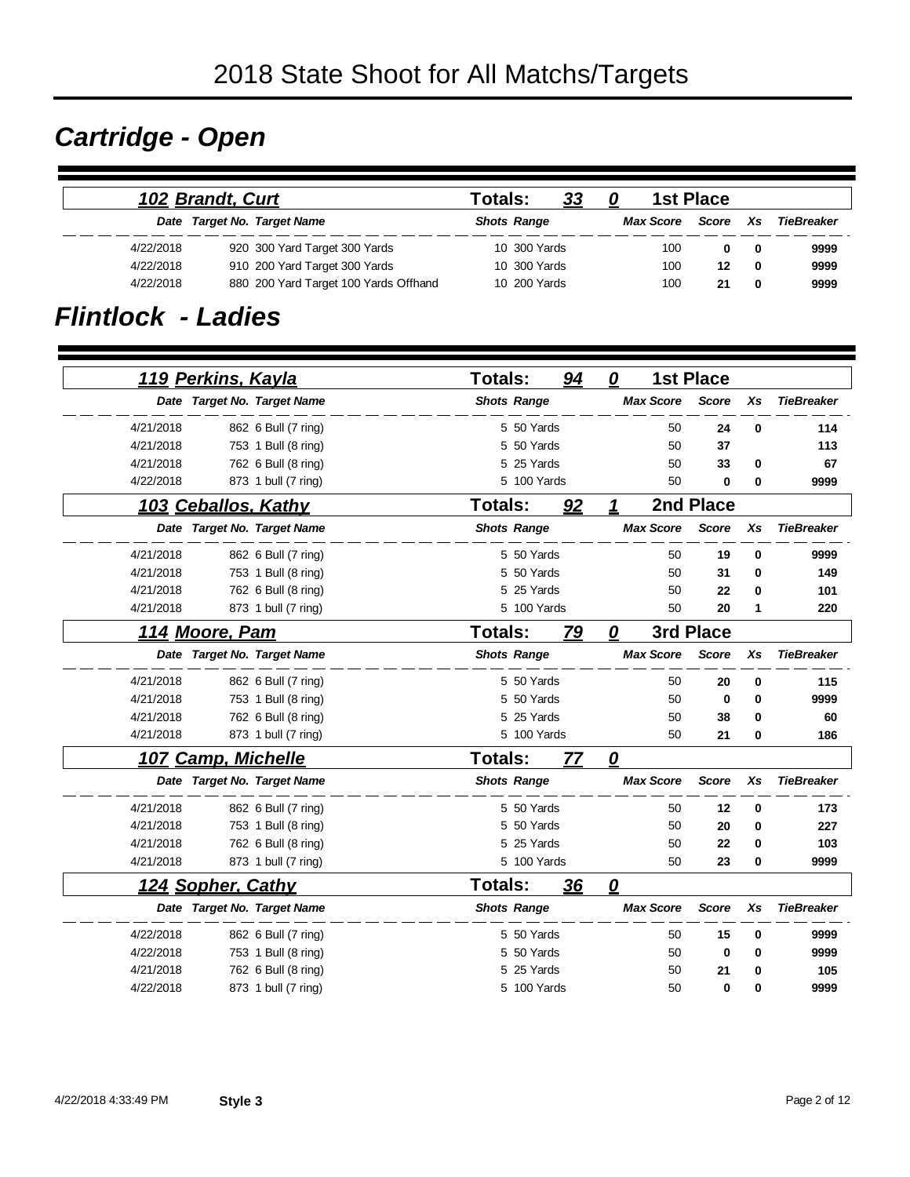# 2018 State Shoot for All Matchs/Targets

## Cartridge - Open

### 102 Brandt, Curt — Totals: 33 — 0 — 1st Place

| Date | Target No. | Target Name | Shots | Range | Max Score | Score | Xs | TieBreaker |
|---|---|---|---|---|---|---|---|---|
| 4/22/2018 | 920 | 300 Yard Target 300 Yards | 10 | 300 Yards | 100 | 0 | 0 | 9999 |
| 4/22/2018 | 910 | 200 Yard Target 300 Yards | 10 | 300 Yards | 100 | 12 | 0 | 9999 |
| 4/22/2018 | 880 | 200 Yard Target 100 Yards Offhand | 10 | 200 Yards | 100 | 21 | 0 | 9999 |

## Flintlock - Ladies

### 119 Perkins, Kayla — Totals: 94 — 0 — 1st Place

| Date | Target No. | Target Name | Shots | Range | Max Score | Score | Xs | TieBreaker |
|---|---|---|---|---|---|---|---|---|
| 4/21/2018 | 862 | 6 Bull (7 ring) | 5 | 50 Yards | 50 | 24 | 0 | 114 |
| 4/21/2018 | 753 | 1 Bull (8 ring) | 5 | 50 Yards | 50 | 37 | | 113 |
| 4/21/2018 | 762 | 6 Bull (8 ring) | 5 | 25 Yards | 50 | 33 | 0 | 67 |
| 4/22/2018 | 873 | 1 bull (7 ring) | 5 | 100 Yards | 50 | 0 | 0 | 9999 |

### 103 Ceballos, Kathy — Totals: 92 — 1 — 2nd Place

| Date | Target No. | Target Name | Shots | Range | Max Score | Score | Xs | TieBreaker |
|---|---|---|---|---|---|---|---|---|
| 4/21/2018 | 862 | 6 Bull (7 ring) | 5 | 50 Yards | 50 | 19 | 0 | 9999 |
| 4/21/2018 | 753 | 1 Bull (8 ring) | 5 | 50 Yards | 50 | 31 | 0 | 149 |
| 4/21/2018 | 762 | 6 Bull (8 ring) | 5 | 25 Yards | 50 | 22 | 0 | 101 |
| 4/21/2018 | 873 | 1 bull (7 ring) | 5 | 100 Yards | 50 | 20 | 1 | 220 |

### 114 Moore, Pam — Totals: 79 — 0 — 3rd Place

| Date | Target No. | Target Name | Shots | Range | Max Score | Score | Xs | TieBreaker |
|---|---|---|---|---|---|---|---|---|
| 4/21/2018 | 862 | 6 Bull (7 ring) | 5 | 50 Yards | 50 | 20 | 0 | 115 |
| 4/21/2018 | 753 | 1 Bull (8 ring) | 5 | 50 Yards | 50 | 0 | 0 | 9999 |
| 4/21/2018 | 762 | 6 Bull (8 ring) | 5 | 25 Yards | 50 | 38 | 0 | 60 |
| 4/21/2018 | 873 | 1 bull (7 ring) | 5 | 100 Yards | 50 | 21 | 0 | 186 |

### 107 Camp, Michelle — Totals: 77 — 0

| Date | Target No. | Target Name | Shots | Range | Max Score | Score | Xs | TieBreaker |
|---|---|---|---|---|---|---|---|---|
| 4/21/2018 | 862 | 6 Bull (7 ring) | 5 | 50 Yards | 50 | 12 | 0 | 173 |
| 4/21/2018 | 753 | 1 Bull (8 ring) | 5 | 50 Yards | 50 | 20 | 0 | 227 |
| 4/21/2018 | 762 | 6 Bull (8 ring) | 5 | 25 Yards | 50 | 22 | 0 | 103 |
| 4/21/2018 | 873 | 1 bull (7 ring) | 5 | 100 Yards | 50 | 23 | 0 | 9999 |

### 124 Sopher, Cathy — Totals: 36 — 0

| Date | Target No. | Target Name | Shots | Range | Max Score | Score | Xs | TieBreaker |
|---|---|---|---|---|---|---|---|---|
| 4/22/2018 | 862 | 6 Bull (7 ring) | 5 | 50 Yards | 50 | 15 | 0 | 9999 |
| 4/22/2018 | 753 | 1 Bull (8 ring) | 5 | 50 Yards | 50 | 0 | 0 | 9999 |
| 4/21/2018 | 762 | 6 Bull (8 ring) | 5 | 25 Yards | 50 | 21 | 0 | 105 |
| 4/22/2018 | 873 | 1 bull (7 ring) | 5 | 100 Yards | 50 | 0 | 0 | 9999 |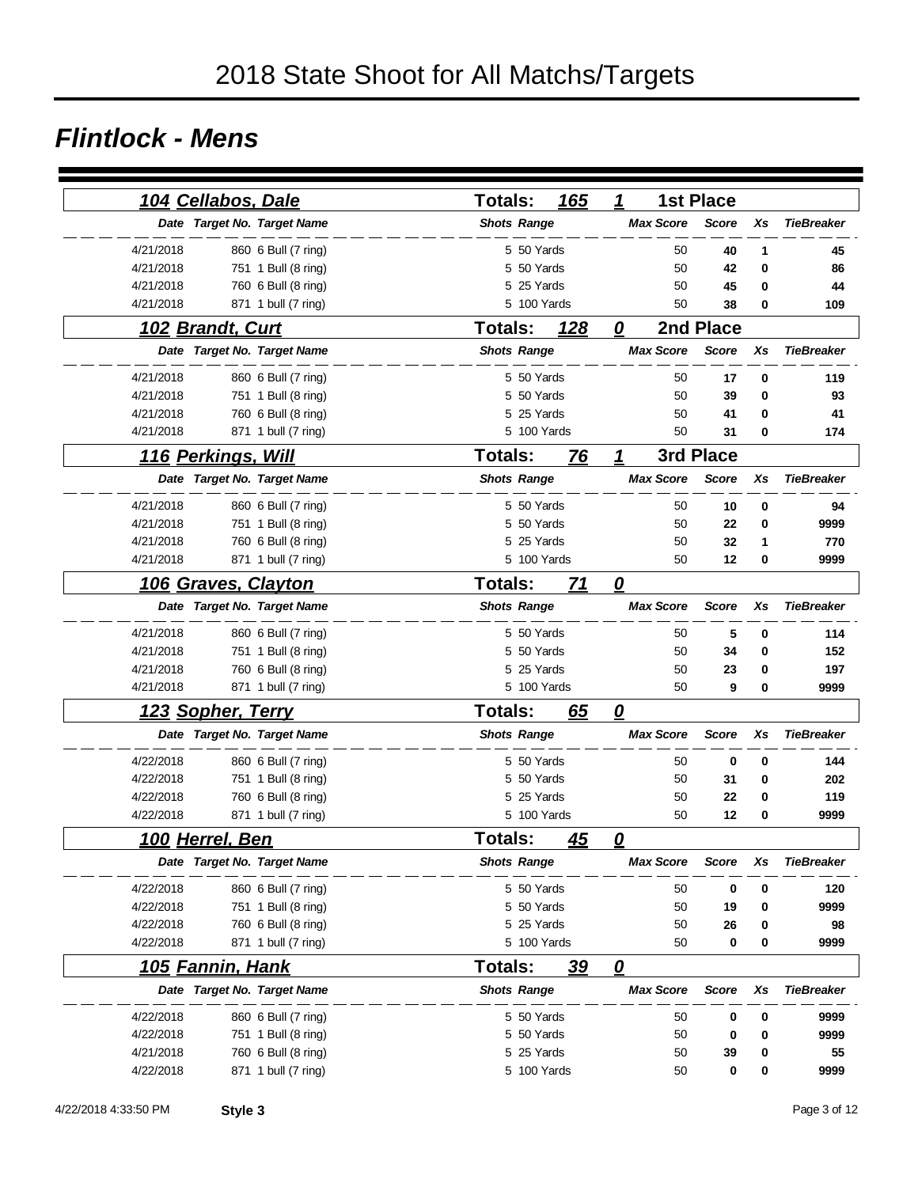# 2018 State Shoot for All Matchs/Targets

## Flintlock - Mens

### 104 Cellabos, Dale — Totals: 165 — 1 — 1st Place

| Date | Target No. | Target Name | Shots | Range | Max Score | Score | Xs | TieBreaker |
|---|---|---|---|---|---|---|---|---|
| 4/21/2018 | 860 | 6 Bull (7 ring) | 5 | 50 Yards | 50 | 40 | 1 | 45 |
| 4/21/2018 | 751 | 1 Bull (8 ring) | 5 | 50 Yards | 50 | 42 | 0 | 86 |
| 4/21/2018 | 760 | 6 Bull (8 ring) | 5 | 25 Yards | 50 | 45 | 0 | 44 |
| 4/21/2018 | 871 | 1 bull (7 ring) | 5 | 100 Yards | 50 | 38 | 0 | 109 |

### 102 Brandt, Curt — Totals: 128 — 0 — 2nd Place

| Date | Target No. | Target Name | Shots | Range | Max Score | Score | Xs | TieBreaker |
|---|---|---|---|---|---|---|---|---|
| 4/21/2018 | 860 | 6 Bull (7 ring) | 5 | 50 Yards | 50 | 17 | 0 | 119 |
| 4/21/2018 | 751 | 1 Bull (8 ring) | 5 | 50 Yards | 50 | 39 | 0 | 93 |
| 4/21/2018 | 760 | 6 Bull (8 ring) | 5 | 25 Yards | 50 | 41 | 0 | 41 |
| 4/21/2018 | 871 | 1 bull (7 ring) | 5 | 100 Yards | 50 | 31 | 0 | 174 |

### 116 Perkings, Will — Totals: 76 — 1 — 3rd Place

| Date | Target No. | Target Name | Shots | Range | Max Score | Score | Xs | TieBreaker |
|---|---|---|---|---|---|---|---|---|
| 4/21/2018 | 860 | 6 Bull (7 ring) | 5 | 50 Yards | 50 | 10 | 0 | 94 |
| 4/21/2018 | 751 | 1 Bull (8 ring) | 5 | 50 Yards | 50 | 22 | 0 | 9999 |
| 4/21/2018 | 760 | 6 Bull (8 ring) | 5 | 25 Yards | 50 | 32 | 1 | 770 |
| 4/21/2018 | 871 | 1 bull (7 ring) | 5 | 100 Yards | 50 | 12 | 0 | 9999 |

### 106 Graves, Clayton — Totals: 71 — 0

| Date | Target No. | Target Name | Shots | Range | Max Score | Score | Xs | TieBreaker |
|---|---|---|---|---|---|---|---|---|
| 4/21/2018 | 860 | 6 Bull (7 ring) | 5 | 50 Yards | 50 | 5 | 0 | 114 |
| 4/21/2018 | 751 | 1 Bull (8 ring) | 5 | 50 Yards | 50 | 34 | 0 | 152 |
| 4/21/2018 | 760 | 6 Bull (8 ring) | 5 | 25 Yards | 50 | 23 | 0 | 197 |
| 4/21/2018 | 871 | 1 bull (7 ring) | 5 | 100 Yards | 50 | 9 | 0 | 9999 |

### 123 Sopher, Terry — Totals: 65 — 0

| Date | Target No. | Target Name | Shots | Range | Max Score | Score | Xs | TieBreaker |
|---|---|---|---|---|---|---|---|---|
| 4/22/2018 | 860 | 6 Bull (7 ring) | 5 | 50 Yards | 50 | 0 | 0 | 144 |
| 4/22/2018 | 751 | 1 Bull (8 ring) | 5 | 50 Yards | 50 | 31 | 0 | 202 |
| 4/22/2018 | 760 | 6 Bull (8 ring) | 5 | 25 Yards | 50 | 22 | 0 | 119 |
| 4/22/2018 | 871 | 1 bull (7 ring) | 5 | 100 Yards | 50 | 12 | 0 | 9999 |

### 100 Herrel, Ben — Totals: 45 — 0

| Date | Target No. | Target Name | Shots | Range | Max Score | Score | Xs | TieBreaker |
|---|---|---|---|---|---|---|---|---|
| 4/22/2018 | 860 | 6 Bull (7 ring) | 5 | 50 Yards | 50 | 0 | 0 | 120 |
| 4/22/2018 | 751 | 1 Bull (8 ring) | 5 | 50 Yards | 50 | 19 | 0 | 9999 |
| 4/22/2018 | 760 | 6 Bull (8 ring) | 5 | 25 Yards | 50 | 26 | 0 | 98 |
| 4/22/2018 | 871 | 1 bull (7 ring) | 5 | 100 Yards | 50 | 0 | 0 | 9999 |

### 105 Fannin, Hank — Totals: 39 — 0

| Date | Target No. | Target Name | Shots | Range | Max Score | Score | Xs | TieBreaker |
|---|---|---|---|---|---|---|---|---|
| 4/22/2018 | 860 | 6 Bull (7 ring) | 5 | 50 Yards | 50 | 0 | 0 | 9999 |
| 4/22/2018 | 751 | 1 Bull (8 ring) | 5 | 50 Yards | 50 | 0 | 0 | 9999 |
| 4/21/2018 | 760 | 6 Bull (8 ring) | 5 | 25 Yards | 50 | 39 | 0 | 55 |
| 4/22/2018 | 871 | 1 bull (7 ring) | 5 | 100 Yards | 50 | 0 | 0 | 9999 |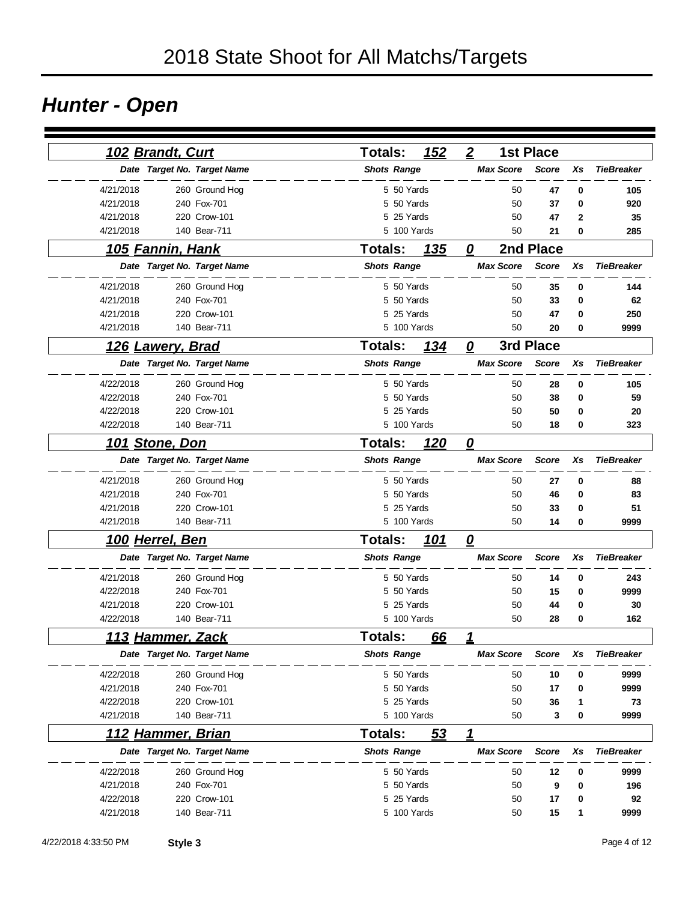# 2018 State Shoot for All Matchs/Targets

## Hunter - Open

### 102 Brandt, Curt — Totals: 152 — 2 — 1st Place

| Date | Target No. | Target Name | Shots | Range | Max Score | Score | Xs | TieBreaker |
|---|---|---|---|---|---|---|---|---|
| 4/21/2018 | 260 | Ground Hog | 5 | 50 Yards | 50 | 47 | 0 | 105 |
| 4/21/2018 | 240 | Fox-701 | 5 | 50 Yards | 50 | 37 | 0 | 920 |
| 4/21/2018 | 220 | Crow-101 | 5 | 25 Yards | 50 | 47 | 2 | 35 |
| 4/21/2018 | 140 | Bear-711 | 5 | 100 Yards | 50 | 21 | 0 | 285 |

### 105 Fannin, Hank — Totals: 135 — 0 — 2nd Place

| Date | Target No. | Target Name | Shots | Range | Max Score | Score | Xs | TieBreaker |
|---|---|---|---|---|---|---|---|---|
| 4/21/2018 | 260 | Ground Hog | 5 | 50 Yards | 50 | 35 | 0 | 144 |
| 4/21/2018 | 240 | Fox-701 | 5 | 50 Yards | 50 | 33 | 0 | 62 |
| 4/21/2018 | 220 | Crow-101 | 5 | 25 Yards | 50 | 47 | 0 | 250 |
| 4/21/2018 | 140 | Bear-711 | 5 | 100 Yards | 50 | 20 | 0 | 9999 |

### 126 Lawery, Brad — Totals: 134 — 0 — 3rd Place

| Date | Target No. | Target Name | Shots | Range | Max Score | Score | Xs | TieBreaker |
|---|---|---|---|---|---|---|---|---|
| 4/22/2018 | 260 | Ground Hog | 5 | 50 Yards | 50 | 28 | 0 | 105 |
| 4/22/2018 | 240 | Fox-701 | 5 | 50 Yards | 50 | 38 | 0 | 59 |
| 4/22/2018 | 220 | Crow-101 | 5 | 25 Yards | 50 | 50 | 0 | 20 |
| 4/22/2018 | 140 | Bear-711 | 5 | 100 Yards | 50 | 18 | 0 | 323 |

### 101 Stone, Don — Totals: 120 — 0

| Date | Target No. | Target Name | Shots | Range | Max Score | Score | Xs | TieBreaker |
|---|---|---|---|---|---|---|---|---|
| 4/21/2018 | 260 | Ground Hog | 5 | 50 Yards | 50 | 27 | 0 | 88 |
| 4/21/2018 | 240 | Fox-701 | 5 | 50 Yards | 50 | 46 | 0 | 83 |
| 4/21/2018 | 220 | Crow-101 | 5 | 25 Yards | 50 | 33 | 0 | 51 |
| 4/21/2018 | 140 | Bear-711 | 5 | 100 Yards | 50 | 14 | 0 | 9999 |

### 100 Herrel, Ben — Totals: 101 — 0

| Date | Target No. | Target Name | Shots | Range | Max Score | Score | Xs | TieBreaker |
|---|---|---|---|---|---|---|---|---|
| 4/21/2018 | 260 | Ground Hog | 5 | 50 Yards | 50 | 14 | 0 | 243 |
| 4/22/2018 | 240 | Fox-701 | 5 | 50 Yards | 50 | 15 | 0 | 9999 |
| 4/21/2018 | 220 | Crow-101 | 5 | 25 Yards | 50 | 44 | 0 | 30 |
| 4/22/2018 | 140 | Bear-711 | 5 | 100 Yards | 50 | 28 | 0 | 162 |

### 113 Hammer, Zack — Totals: 66 — 1

| Date | Target No. | Target Name | Shots | Range | Max Score | Score | Xs | TieBreaker |
|---|---|---|---|---|---|---|---|---|
| 4/22/2018 | 260 | Ground Hog | 5 | 50 Yards | 50 | 10 | 0 | 9999 |
| 4/21/2018 | 240 | Fox-701 | 5 | 50 Yards | 50 | 17 | 0 | 9999 |
| 4/22/2018 | 220 | Crow-101 | 5 | 25 Yards | 50 | 36 | 1 | 73 |
| 4/21/2018 | 140 | Bear-711 | 5 | 100 Yards | 50 | 3 | 0 | 9999 |

### 112 Hammer, Brian — Totals: 53 — 1

| Date | Target No. | Target Name | Shots | Range | Max Score | Score | Xs | TieBreaker |
|---|---|---|---|---|---|---|---|---|
| 4/22/2018 | 260 | Ground Hog | 5 | 50 Yards | 50 | 12 | 0 | 9999 |
| 4/21/2018 | 240 | Fox-701 | 5 | 50 Yards | 50 | 9 | 0 | 196 |
| 4/22/2018 | 220 | Crow-101 | 5 | 25 Yards | 50 | 17 | 0 | 92 |
| 4/21/2018 | 140 | Bear-711 | 5 | 100 Yards | 50 | 15 | 1 | 9999 |

4/22/2018 4:33:50 PM **Style 3**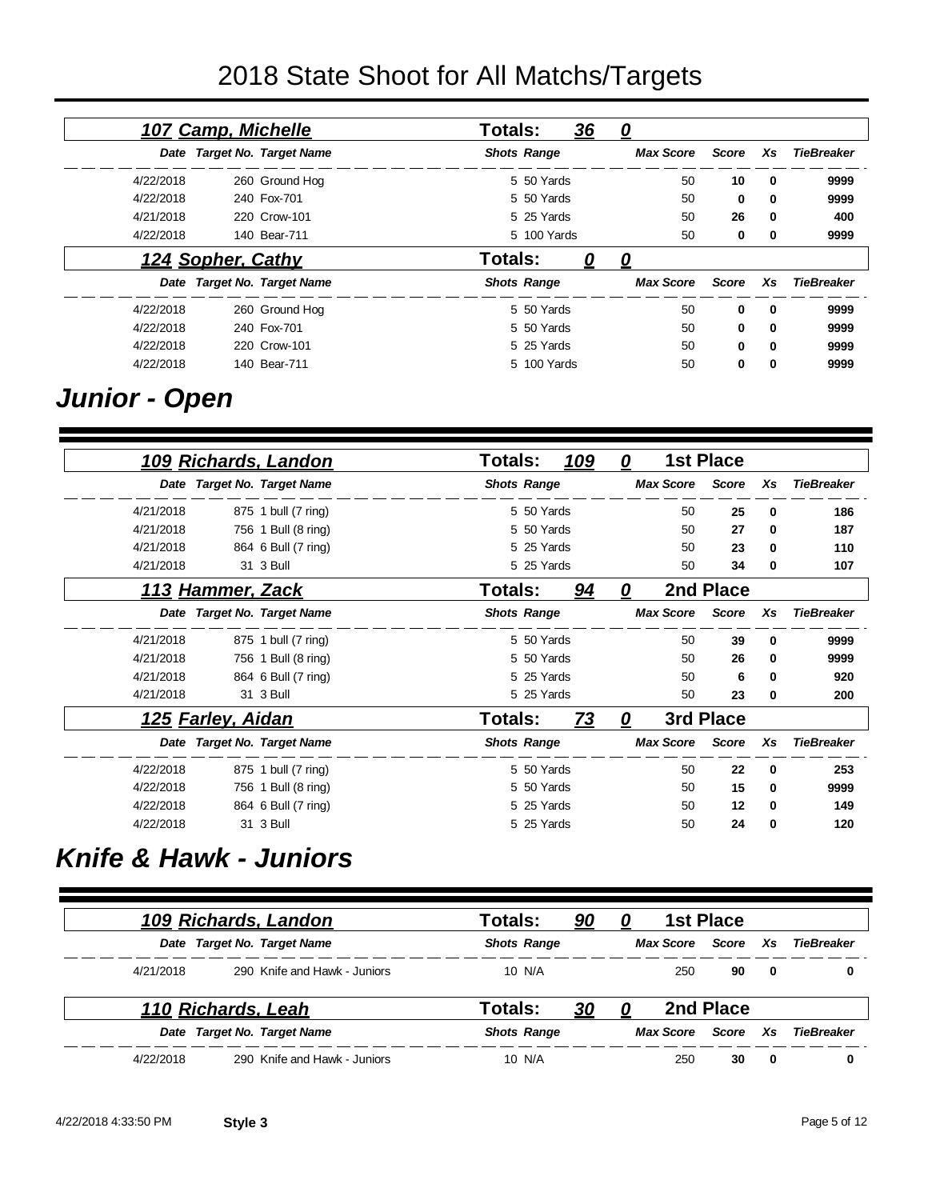# 2018 State Shoot for All Matchs/Targets

### 107 Camp, Michelle — Totals: 36 / 0

| Date | Target No. | Target Name | Shots | Range | Max Score | Score | Xs | TieBreaker |
|---|---|---|---|---|---|---|---|---|
| 4/22/2018 | 260 | Ground Hog | 5 | 50 Yards | 50 | **10** | **0** | **9999** |
| 4/22/2018 | 240 | Fox-701 | 5 | 50 Yards | 50 | **0** | **0** | **9999** |
| 4/21/2018 | 220 | Crow-101 | 5 | 25 Yards | 50 | **26** | **0** | **400** |
| 4/22/2018 | 140 | Bear-711 | 5 | 100 Yards | 50 | **0** | **0** | **9999** |

### 124 Sopher, Cathy — Totals: 0 / 0

| Date | Target No. | Target Name | Shots | Range | Max Score | Score | Xs | TieBreaker |
|---|---|---|---|---|---|---|---|---|
| 4/22/2018 | 260 | Ground Hog | 5 | 50 Yards | 50 | **0** | **0** | **9999** |
| 4/22/2018 | 240 | Fox-701 | 5 | 50 Yards | 50 | **0** | **0** | **9999** |
| 4/22/2018 | 220 | Crow-101 | 5 | 25 Yards | 50 | **0** | **0** | **9999** |
| 4/22/2018 | 140 | Bear-711 | 5 | 100 Yards | 50 | **0** | **0** | **9999** |

## Junior - Open

### 109 Richards, Landon — Totals: 109 / 0 — 1st Place

| Date | Target No. | Target Name | Shots | Range | Max Score | Score | Xs | TieBreaker |
|---|---|---|---|---|---|---|---|---|
| 4/21/2018 | 875 | 1 bull (7 ring) | 5 | 50 Yards | 50 | **25** | **0** | **186** |
| 4/21/2018 | 756 | 1 Bull (8 ring) | 5 | 50 Yards | 50 | **27** | **0** | **187** |
| 4/21/2018 | 864 | 6 Bull (7 ring) | 5 | 25 Yards | 50 | **23** | **0** | **110** |
| 4/21/2018 | 31 | 3 Bull | 5 | 25 Yards | 50 | **34** | **0** | **107** |

### 113 Hammer, Zack — Totals: 94 / 0 — 2nd Place

| Date | Target No. | Target Name | Shots | Range | Max Score | Score | Xs | TieBreaker |
|---|---|---|---|---|---|---|---|---|
| 4/21/2018 | 875 | 1 bull (7 ring) | 5 | 50 Yards | 50 | **39** | **0** | **9999** |
| 4/21/2018 | 756 | 1 Bull (8 ring) | 5 | 50 Yards | 50 | **26** | **0** | **9999** |
| 4/21/2018 | 864 | 6 Bull (7 ring) | 5 | 25 Yards | 50 | **6** | **0** | **920** |
| 4/21/2018 | 31 | 3 Bull | 5 | 25 Yards | 50 | **23** | **0** | **200** |

### 125 Farley, Aidan — Totals: 73 / 0 — 3rd Place

| Date | Target No. | Target Name | Shots | Range | Max Score | Score | Xs | TieBreaker |
|---|---|---|---|---|---|---|---|---|
| 4/22/2018 | 875 | 1 bull (7 ring) | 5 | 50 Yards | 50 | **22** | **0** | **253** |
| 4/22/2018 | 756 | 1 Bull (8 ring) | 5 | 50 Yards | 50 | **15** | **0** | **9999** |
| 4/22/2018 | 864 | 6 Bull (7 ring) | 5 | 25 Yards | 50 | **12** | **0** | **149** |
| 4/22/2018 | 31 | 3 Bull | 5 | 25 Yards | 50 | **24** | **0** | **120** |

## Knife & Hawk - Juniors

### 109 Richards, Landon — Totals: 90 / 0 — 1st Place

| Date | Target No. | Target Name | Shots | Range | Max Score | Score | Xs | TieBreaker |
|---|---|---|---|---|---|---|---|---|
| 4/21/2018 | 290 | Knife and Hawk - Juniors | 10 | N/A | 250 | **90** | **0** | **0** |

### 110 Richards, Leah — Totals: 30 / 0 — 2nd Place

| Date | Target No. | Target Name | Shots | Range | Max Score | Score | Xs | TieBreaker |
|---|---|---|---|---|---|---|---|---|
| 4/22/2018 | 290 | Knife and Hawk - Juniors | 10 | N/A | 250 | **30** | **0** | **0** |

4/22/2018 4:33:50 PM **Style 3**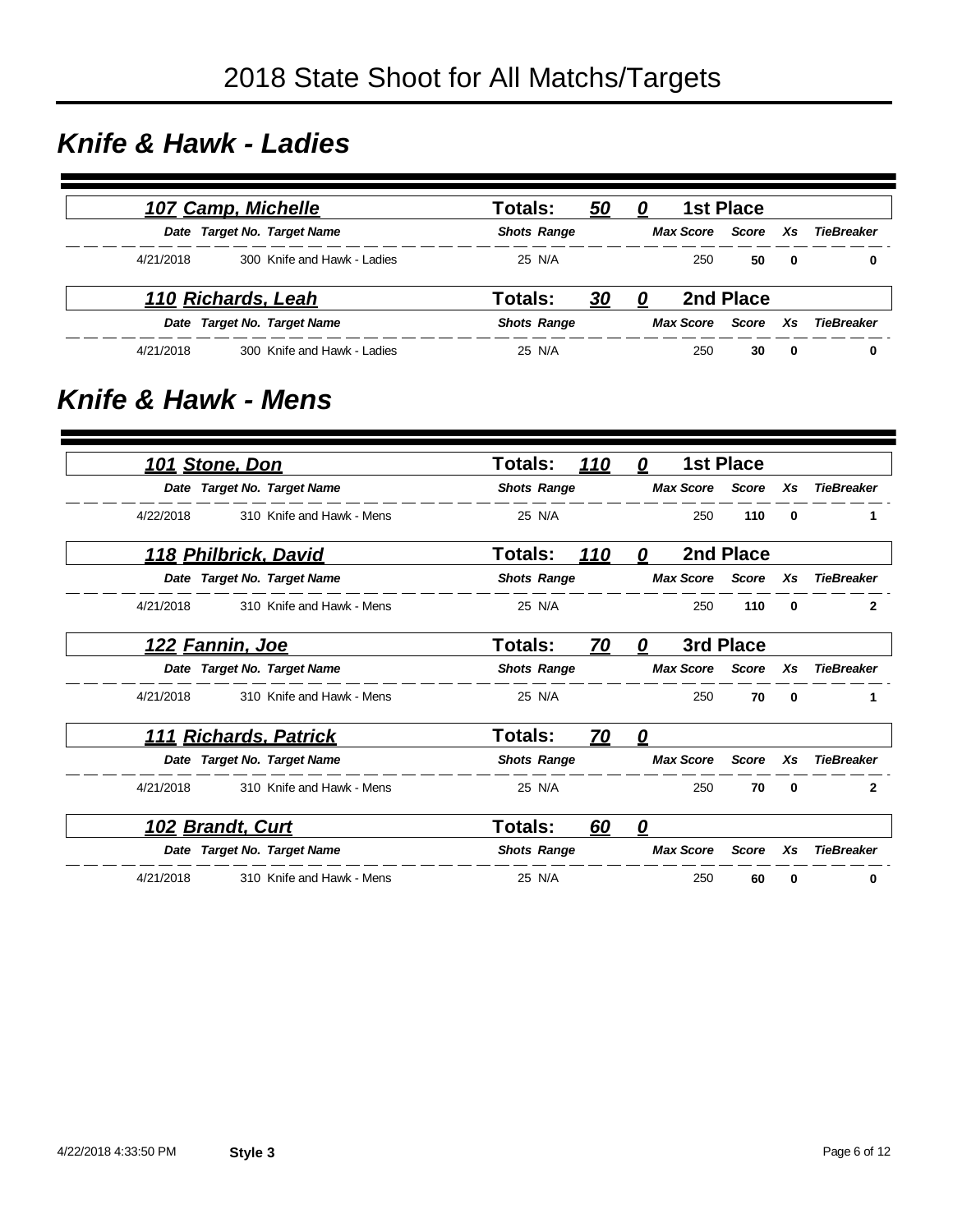# 2018 State Shoot for All Matchs/Targets

## *Knife & Hawk - Ladies*

**107 Camp, Michelle** — Totals: 50 0 — 1st Place

| Date | Target No. | Target Name | Shots | Range | Max Score | Score | Xs | TieBreaker |
|---|---|---|---|---|---|---|---|---|
| 4/21/2018 | 300 | Knife and Hawk - Ladies | 25 | N/A | 250 | **50** | **0** | **0** |

**110 Richards, Leah** — Totals: 30 0 — 2nd Place

| Date | Target No. | Target Name | Shots | Range | Max Score | Score | Xs | TieBreaker |
|---|---|---|---|---|---|---|---|---|
| 4/21/2018 | 300 | Knife and Hawk - Ladies | 25 | N/A | 250 | **30** | **0** | **0** |

## *Knife & Hawk - Mens*

**101 Stone, Don** — Totals: 110 0 — 1st Place

| Date | Target No. | Target Name | Shots | Range | Max Score | Score | Xs | TieBreaker |
|---|---|---|---|---|---|---|---|---|
| 4/22/2018 | 310 | Knife and Hawk - Mens | 25 | N/A | 250 | **110** | **0** | **1** |

**118 Philbrick, David** — Totals: 110 0 — 2nd Place

| Date | Target No. | Target Name | Shots | Range | Max Score | Score | Xs | TieBreaker |
|---|---|---|---|---|---|---|---|---|
| 4/21/2018 | 310 | Knife and Hawk - Mens | 25 | N/A | 250 | **110** | **0** | **2** |

**122 Fannin, Joe** — Totals: 70 0 — 3rd Place

| Date | Target No. | Target Name | Shots | Range | Max Score | Score | Xs | TieBreaker |
|---|---|---|---|---|---|---|---|---|
| 4/21/2018 | 310 | Knife and Hawk - Mens | 25 | N/A | 250 | **70** | **0** | **1** |

**111 Richards, Patrick** — Totals: 70 0

| Date | Target No. | Target Name | Shots | Range | Max Score | Score | Xs | TieBreaker |
|---|---|---|---|---|---|---|---|---|
| 4/21/2018 | 310 | Knife and Hawk - Mens | 25 | N/A | 250 | **70** | **0** | **2** |

**102 Brandt, Curt** — Totals: 60 0

| Date | Target No. | Target Name | Shots | Range | Max Score | Score | Xs | TieBreaker |
|---|---|---|---|---|---|---|---|---|
| 4/21/2018 | 310 | Knife and Hawk - Mens | 25 | N/A | 250 | **60** | **0** | **0** |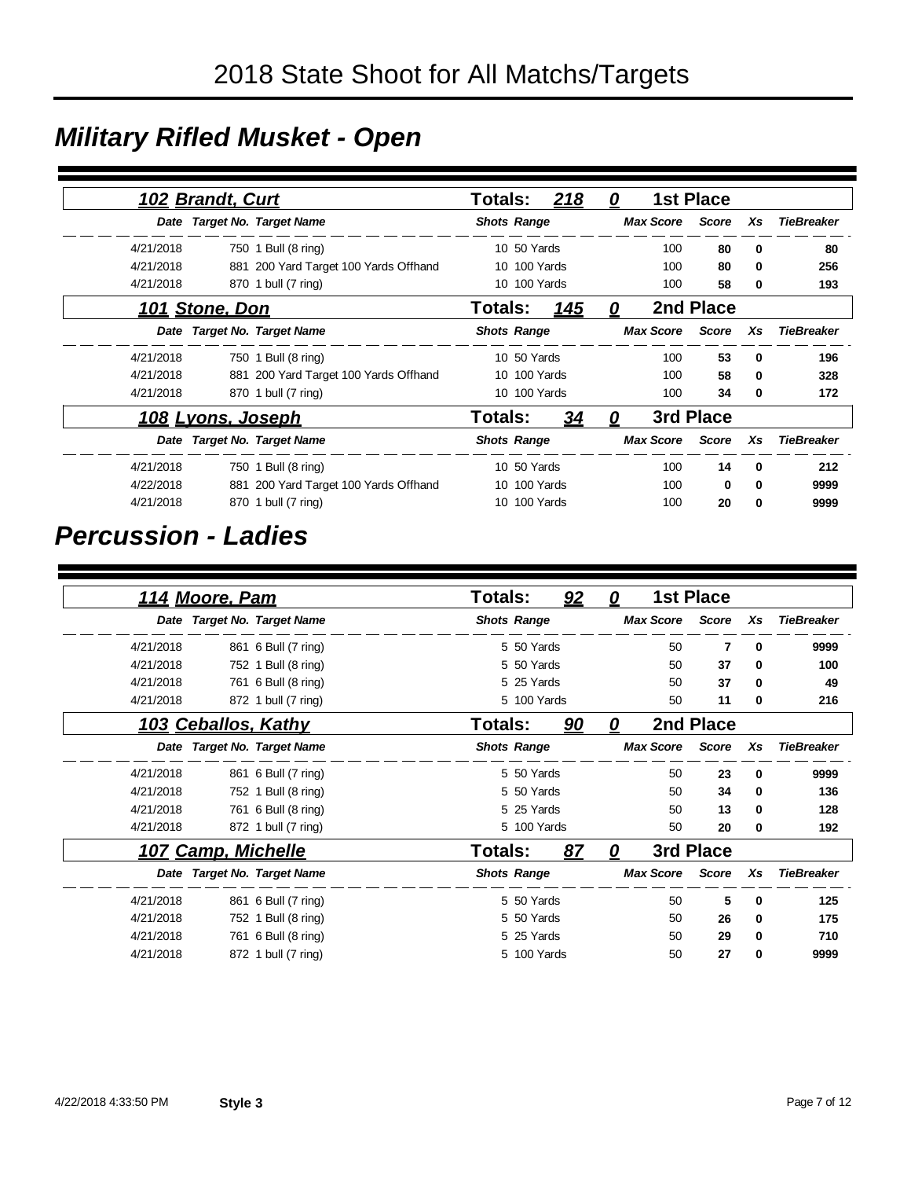# 2018 State Shoot for All Matchs/Targets

## Military Rifled Musket - Open

### 102 Brandt, Curt — Totals: 218, 0 — 1st Place

| Date | Target No. | Target Name | Shots | Range | Max Score | Score | Xs | TieBreaker |
|---|---|---|---|---|---|---|---|---|
| 4/21/2018 | 750 | 1 Bull (8 ring) | 10 | 50 Yards | 100 | **80** | **0** | **80** |
| 4/21/2018 | 881 | 200 Yard Target 100 Yards Offhand | 10 | 100 Yards | 100 | **80** | **0** | **256** |
| 4/21/2018 | 870 | 1 bull (7 ring) | 10 | 100 Yards | 100 | **58** | **0** | **193** |

### 101 Stone, Don — Totals: 145, 0 — 2nd Place

| Date | Target No. | Target Name | Shots | Range | Max Score | Score | Xs | TieBreaker |
|---|---|---|---|---|---|---|---|---|
| 4/21/2018 | 750 | 1 Bull (8 ring) | 10 | 50 Yards | 100 | **53** | **0** | **196** |
| 4/21/2018 | 881 | 200 Yard Target 100 Yards Offhand | 10 | 100 Yards | 100 | **58** | **0** | **328** |
| 4/21/2018 | 870 | 1 bull (7 ring) | 10 | 100 Yards | 100 | **34** | **0** | **172** |

### 108 Lyons, Joseph — Totals: 34, 0 — 3rd Place

| Date | Target No. | Target Name | Shots | Range | Max Score | Score | Xs | TieBreaker |
|---|---|---|---|---|---|---|---|---|
| 4/21/2018 | 750 | 1 Bull (8 ring) | 10 | 50 Yards | 100 | **14** | **0** | **212** |
| 4/22/2018 | 881 | 200 Yard Target 100 Yards Offhand | 10 | 100 Yards | 100 | **0** | **0** | **9999** |
| 4/21/2018 | 870 | 1 bull (7 ring) | 10 | 100 Yards | 100 | **20** | **0** | **9999** |

## Percussion - Ladies

### 114 Moore, Pam — Totals: 92, 0 — 1st Place

| Date | Target No. | Target Name | Shots | Range | Max Score | Score | Xs | TieBreaker |
|---|---|---|---|---|---|---|---|---|
| 4/21/2018 | 861 | 6 Bull (7 ring) | 5 | 50 Yards | 50 | **7** | **0** | **9999** |
| 4/21/2018 | 752 | 1 Bull (8 ring) | 5 | 50 Yards | 50 | **37** | **0** | **100** |
| 4/21/2018 | 761 | 6 Bull (8 ring) | 5 | 25 Yards | 50 | **37** | **0** | **49** |
| 4/21/2018 | 872 | 1 bull (7 ring) | 5 | 100 Yards | 50 | **11** | **0** | **216** |

### 103 Ceballos, Kathy — Totals: 90, 0 — 2nd Place

| Date | Target No. | Target Name | Shots | Range | Max Score | Score | Xs | TieBreaker |
|---|---|---|---|---|---|---|---|---|
| 4/21/2018 | 861 | 6 Bull (7 ring) | 5 | 50 Yards | 50 | **23** | **0** | **9999** |
| 4/21/2018 | 752 | 1 Bull (8 ring) | 5 | 50 Yards | 50 | **34** | **0** | **136** |
| 4/21/2018 | 761 | 6 Bull (8 ring) | 5 | 25 Yards | 50 | **13** | **0** | **128** |
| 4/21/2018 | 872 | 1 bull (7 ring) | 5 | 100 Yards | 50 | **20** | **0** | **192** |

### 107 Camp, Michelle — Totals: 87, 0 — 3rd Place

| Date | Target No. | Target Name | Shots | Range | Max Score | Score | Xs | TieBreaker |
|---|---|---|---|---|---|---|---|---|
| 4/21/2018 | 861 | 6 Bull (7 ring) | 5 | 50 Yards | 50 | **5** | **0** | **125** |
| 4/21/2018 | 752 | 1 Bull (8 ring) | 5 | 50 Yards | 50 | **26** | **0** | **175** |
| 4/21/2018 | 761 | 6 Bull (8 ring) | 5 | 25 Yards | 50 | **29** | **0** | **710** |
| 4/21/2018 | 872 | 1 bull (7 ring) | 5 | 100 Yards | 50 | **27** | **0** | **9999** |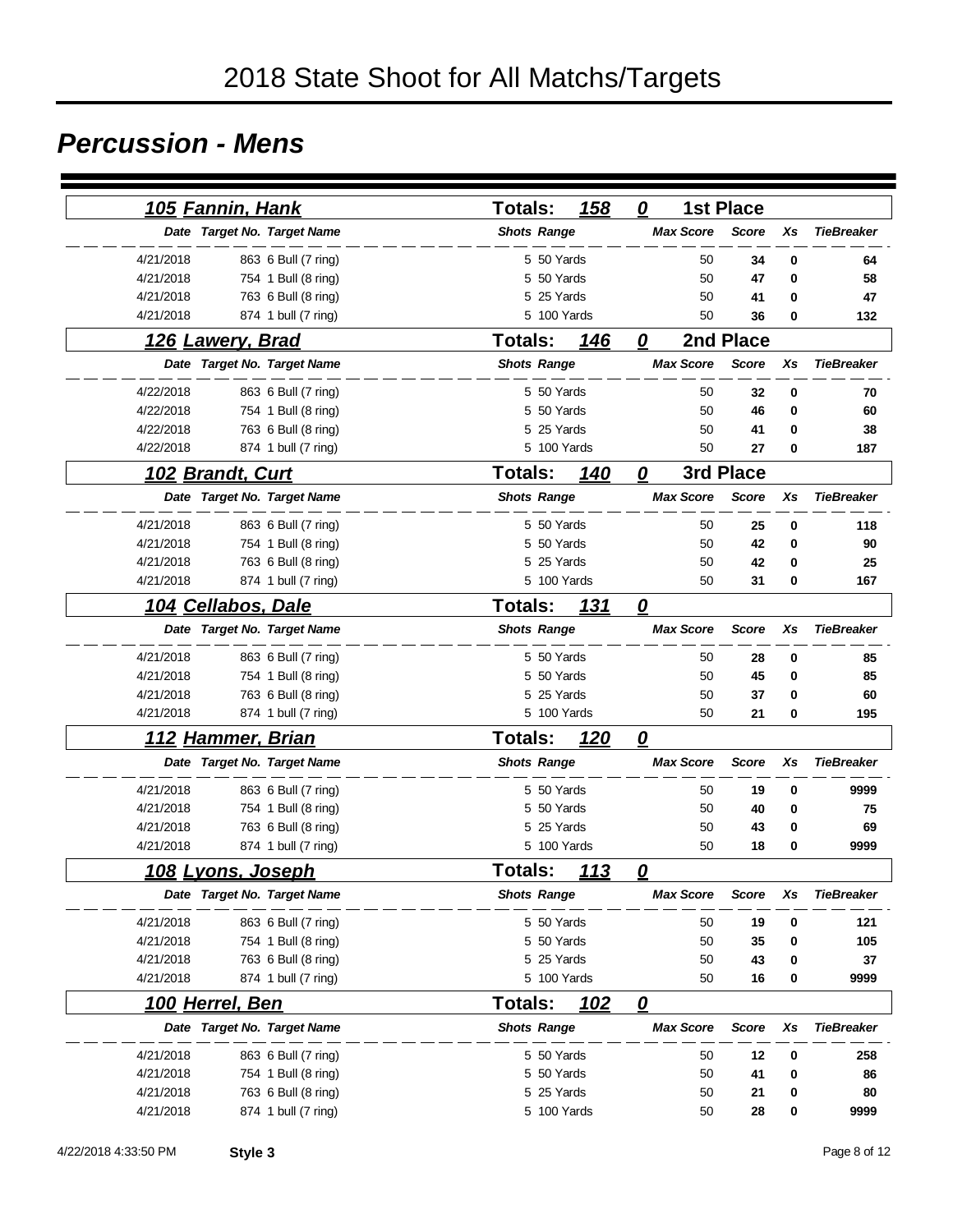# 2018 State Shoot for All Matchs/Targets

## Percussion - Mens

### 105 Fannin, Hank — Totals: 158 — 0 — 1st Place

| Date | Target No. | Target Name | Shots | Range | Max Score | Score | Xs | TieBreaker |
|---|---|---|---|---|---|---|---|---|
| 4/21/2018 | 863 | 6 Bull (7 ring) | 5 | 50 Yards | 50 | 34 | 0 | 64 |
| 4/21/2018 | 754 | 1 Bull (8 ring) | 5 | 50 Yards | 50 | 47 | 0 | 58 |
| 4/21/2018 | 763 | 6 Bull (8 ring) | 5 | 25 Yards | 50 | 41 | 0 | 47 |
| 4/21/2018 | 874 | 1 bull (7 ring) | 5 | 100 Yards | 50 | 36 | 0 | 132 |

### 126 Lawery, Brad — Totals: 146 — 0 — 2nd Place

| Date | Target No. | Target Name | Shots | Range | Max Score | Score | Xs | TieBreaker |
|---|---|---|---|---|---|---|---|---|
| 4/22/2018 | 863 | 6 Bull (7 ring) | 5 | 50 Yards | 50 | 32 | 0 | 70 |
| 4/22/2018 | 754 | 1 Bull (8 ring) | 5 | 50 Yards | 50 | 46 | 0 | 60 |
| 4/22/2018 | 763 | 6 Bull (8 ring) | 5 | 25 Yards | 50 | 41 | 0 | 38 |
| 4/22/2018 | 874 | 1 bull (7 ring) | 5 | 100 Yards | 50 | 27 | 0 | 187 |

### 102 Brandt, Curt — Totals: 140 — 0 — 3rd Place

| Date | Target No. | Target Name | Shots | Range | Max Score | Score | Xs | TieBreaker |
|---|---|---|---|---|---|---|---|---|
| 4/21/2018 | 863 | 6 Bull (7 ring) | 5 | 50 Yards | 50 | 25 | 0 | 118 |
| 4/21/2018 | 754 | 1 Bull (8 ring) | 5 | 50 Yards | 50 | 42 | 0 | 90 |
| 4/21/2018 | 763 | 6 Bull (8 ring) | 5 | 25 Yards | 50 | 42 | 0 | 25 |
| 4/21/2018 | 874 | 1 bull (7 ring) | 5 | 100 Yards | 50 | 31 | 0 | 167 |

### 104 Cellabos, Dale — Totals: 131 — 0

| Date | Target No. | Target Name | Shots | Range | Max Score | Score | Xs | TieBreaker |
|---|---|---|---|---|---|---|---|---|
| 4/21/2018 | 863 | 6 Bull (7 ring) | 5 | 50 Yards | 50 | 28 | 0 | 85 |
| 4/21/2018 | 754 | 1 Bull (8 ring) | 5 | 50 Yards | 50 | 45 | 0 | 85 |
| 4/21/2018 | 763 | 6 Bull (8 ring) | 5 | 25 Yards | 50 | 37 | 0 | 60 |
| 4/21/2018 | 874 | 1 bull (7 ring) | 5 | 100 Yards | 50 | 21 | 0 | 195 |

### 112 Hammer, Brian — Totals: 120 — 0

| Date | Target No. | Target Name | Shots | Range | Max Score | Score | Xs | TieBreaker |
|---|---|---|---|---|---|---|---|---|
| 4/21/2018 | 863 | 6 Bull (7 ring) | 5 | 50 Yards | 50 | 19 | 0 | 9999 |
| 4/21/2018 | 754 | 1 Bull (8 ring) | 5 | 50 Yards | 50 | 40 | 0 | 75 |
| 4/21/2018 | 763 | 6 Bull (8 ring) | 5 | 25 Yards | 50 | 43 | 0 | 69 |
| 4/21/2018 | 874 | 1 bull (7 ring) | 5 | 100 Yards | 50 | 18 | 0 | 9999 |

### 108 Lyons, Joseph — Totals: 113 — 0

| Date | Target No. | Target Name | Shots | Range | Max Score | Score | Xs | TieBreaker |
|---|---|---|---|---|---|---|---|---|
| 4/21/2018 | 863 | 6 Bull (7 ring) | 5 | 50 Yards | 50 | 19 | 0 | 121 |
| 4/21/2018 | 754 | 1 Bull (8 ring) | 5 | 50 Yards | 50 | 35 | 0 | 105 |
| 4/21/2018 | 763 | 6 Bull (8 ring) | 5 | 25 Yards | 50 | 43 | 0 | 37 |
| 4/21/2018 | 874 | 1 bull (7 ring) | 5 | 100 Yards | 50 | 16 | 0 | 9999 |

### 100 Herrel, Ben — Totals: 102 — 0

| Date | Target No. | Target Name | Shots | Range | Max Score | Score | Xs | TieBreaker |
|---|---|---|---|---|---|---|---|---|
| 4/21/2018 | 863 | 6 Bull (7 ring) | 5 | 50 Yards | 50 | 12 | 0 | 258 |
| 4/21/2018 | 754 | 1 Bull (8 ring) | 5 | 50 Yards | 50 | 41 | 0 | 86 |
| 4/21/2018 | 763 | 6 Bull (8 ring) | 5 | 25 Yards | 50 | 21 | 0 | 80 |
| 4/21/2018 | 874 | 1 bull (7 ring) | 5 | 100 Yards | 50 | 28 | 0 | 9999 |

4/22/2018 4:33:50 PM    **Style 3**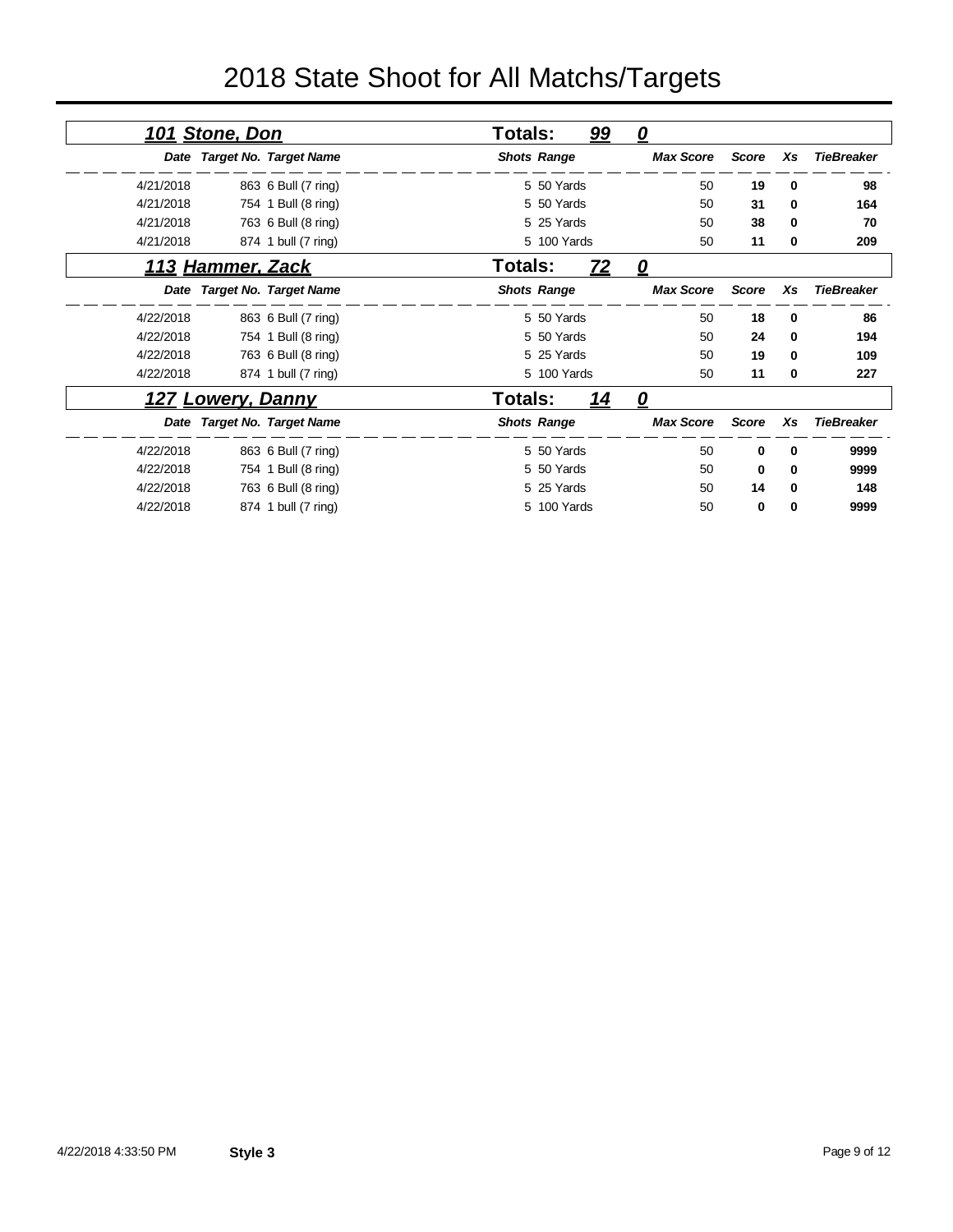# 2018 State Shoot for All Matchs/Targets

## *101 Stone, Don*

**Totals:** *99* *0*

| Date | Target No. | Target Name | Shots | Range | Max Score | Score | Xs | TieBreaker |
|---|---|---|---|---|---|---|---|---|
| 4/21/2018 | 863 | 6 Bull (7 ring) | 5 | 50 Yards | 50 | **19** | **0** | **98** |
| 4/21/2018 | 754 | 1 Bull (8 ring) | 5 | 50 Yards | 50 | **31** | **0** | **164** |
| 4/21/2018 | 763 | 6 Bull (8 ring) | 5 | 25 Yards | 50 | **38** | **0** | **70** |
| 4/21/2018 | 874 | 1 bull (7 ring) | 5 | 100 Yards | 50 | **11** | **0** | **209** |

## *113 Hammer, Zack*

**Totals:** *72* *0*

| Date | Target No. | Target Name | Shots | Range | Max Score | Score | Xs | TieBreaker |
|---|---|---|---|---|---|---|---|---|
| 4/22/2018 | 863 | 6 Bull (7 ring) | 5 | 50 Yards | 50 | **18** | **0** | **86** |
| 4/22/2018 | 754 | 1 Bull (8 ring) | 5 | 50 Yards | 50 | **24** | **0** | **194** |
| 4/22/2018 | 763 | 6 Bull (8 ring) | 5 | 25 Yards | 50 | **19** | **0** | **109** |
| 4/22/2018 | 874 | 1 bull (7 ring) | 5 | 100 Yards | 50 | **11** | **0** | **227** |

## *127 Lowery, Danny*

**Totals:** *14* *0*

| Date | Target No. | Target Name | Shots | Range | Max Score | Score | Xs | TieBreaker |
|---|---|---|---|---|---|---|---|---|
| 4/22/2018 | 863 | 6 Bull (7 ring) | 5 | 50 Yards | 50 | **0** | **0** | **9999** |
| 4/22/2018 | 754 | 1 Bull (8 ring) | 5 | 50 Yards | 50 | **0** | **0** | **9999** |
| 4/22/2018 | 763 | 6 Bull (8 ring) | 5 | 25 Yards | 50 | **14** | **0** | **148** |
| 4/22/2018 | 874 | 1 bull (7 ring) | 5 | 100 Yards | 50 | **0** | **0** | **9999** |

4/22/2018 4:33:50 PM **Style 3**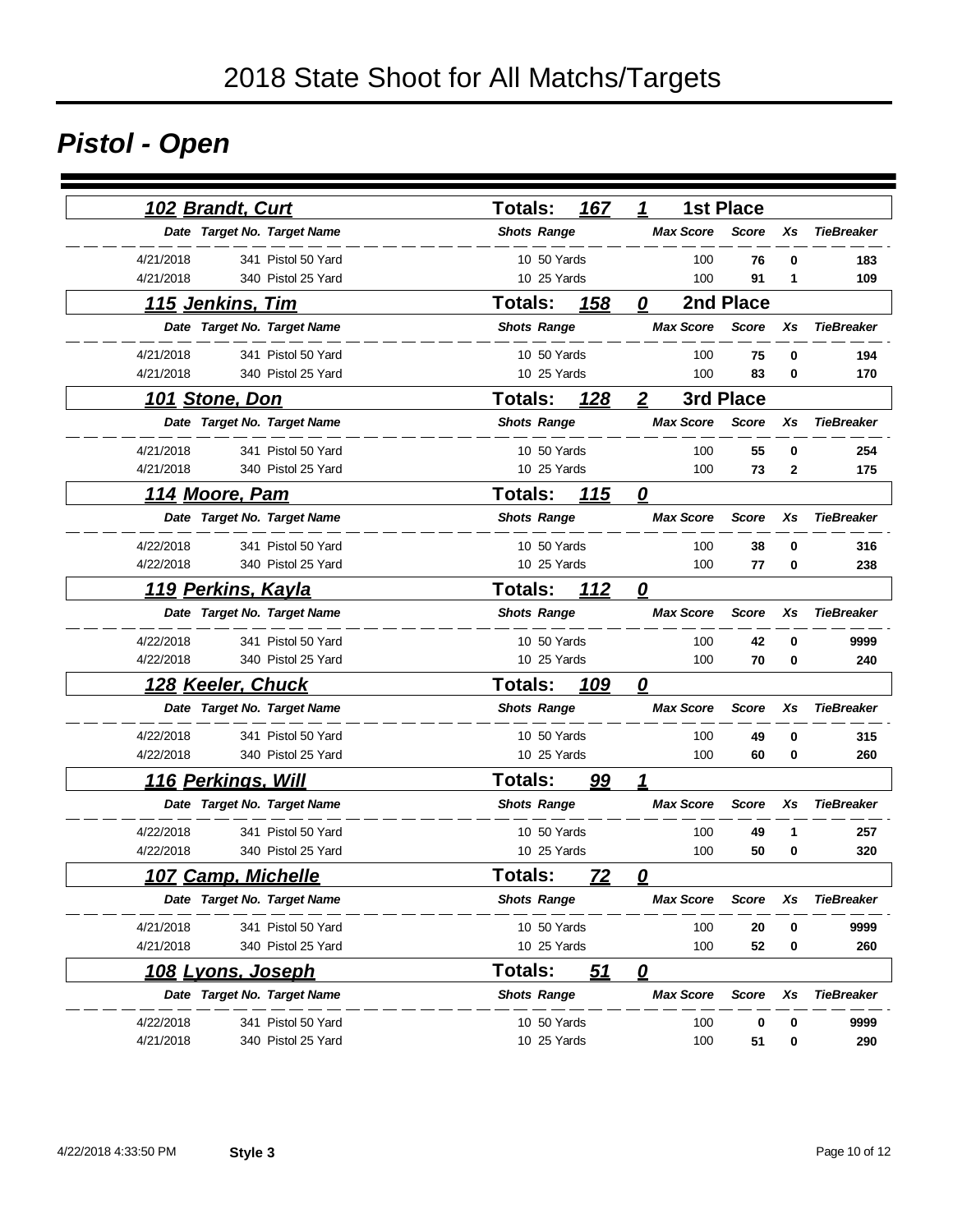# 2018 State Shoot for All Matchs/Targets

## Pistol - Open

### 102 Brandt, Curt — Totals: 167 — 1 — 1st Place

| Date | Target No. | Target Name | Shots | Range | Max Score | Score | Xs | TieBreaker |
|---|---|---|---|---|---|---|---|---|
| 4/21/2018 | 341 | Pistol 50 Yard | 10 | 50 Yards | 100 | **76** | **0** | **183** |
| 4/21/2018 | 340 | Pistol 25 Yard | 10 | 25 Yards | 100 | **91** | **1** | **109** |

### 115 Jenkins, Tim — Totals: 158 — 0 — 2nd Place

| Date | Target No. | Target Name | Shots | Range | Max Score | Score | Xs | TieBreaker |
|---|---|---|---|---|---|---|---|---|
| 4/21/2018 | 341 | Pistol 50 Yard | 10 | 50 Yards | 100 | **75** | **0** | **194** |
| 4/21/2018 | 340 | Pistol 25 Yard | 10 | 25 Yards | 100 | **83** | **0** | **170** |

### 101 Stone, Don — Totals: 128 — 2 — 3rd Place

| Date | Target No. | Target Name | Shots | Range | Max Score | Score | Xs | TieBreaker |
|---|---|---|---|---|---|---|---|---|
| 4/21/2018 | 341 | Pistol 50 Yard | 10 | 50 Yards | 100 | **55** | **0** | **254** |
| 4/21/2018 | 340 | Pistol 25 Yard | 10 | 25 Yards | 100 | **73** | **2** | **175** |

### 114 Moore, Pam — Totals: 115 — 0

| Date | Target No. | Target Name | Shots | Range | Max Score | Score | Xs | TieBreaker |
|---|---|---|---|---|---|---|---|---|
| 4/22/2018 | 341 | Pistol 50 Yard | 10 | 50 Yards | 100 | **38** | **0** | **316** |
| 4/22/2018 | 340 | Pistol 25 Yard | 10 | 25 Yards | 100 | **77** | **0** | **238** |

### 119 Perkins, Kayla — Totals: 112 — 0

| Date | Target No. | Target Name | Shots | Range | Max Score | Score | Xs | TieBreaker |
|---|---|---|---|---|---|---|---|---|
| 4/22/2018 | 341 | Pistol 50 Yard | 10 | 50 Yards | 100 | **42** | **0** | **9999** |
| 4/22/2018 | 340 | Pistol 25 Yard | 10 | 25 Yards | 100 | **70** | **0** | **240** |

### 128 Keeler, Chuck — Totals: 109 — 0

| Date | Target No. | Target Name | Shots | Range | Max Score | Score | Xs | TieBreaker |
|---|---|---|---|---|---|---|---|---|
| 4/22/2018 | 341 | Pistol 50 Yard | 10 | 50 Yards | 100 | **49** | **0** | **315** |
| 4/22/2018 | 340 | Pistol 25 Yard | 10 | 25 Yards | 100 | **60** | **0** | **260** |

### 116 Perkings, Will — Totals: 99 — 1

| Date | Target No. | Target Name | Shots | Range | Max Score | Score | Xs | TieBreaker |
|---|---|---|---|---|---|---|---|---|
| 4/22/2018 | 341 | Pistol 50 Yard | 10 | 50 Yards | 100 | **49** | **1** | **257** |
| 4/22/2018 | 340 | Pistol 25 Yard | 10 | 25 Yards | 100 | **50** | **0** | **320** |

### 107 Camp, Michelle — Totals: 72 — 0

| Date | Target No. | Target Name | Shots | Range | Max Score | Score | Xs | TieBreaker |
|---|---|---|---|---|---|---|---|---|
| 4/21/2018 | 341 | Pistol 50 Yard | 10 | 50 Yards | 100 | **20** | **0** | **9999** |
| 4/21/2018 | 340 | Pistol 25 Yard | 10 | 25 Yards | 100 | **52** | **0** | **260** |

### 108 Lyons, Joseph — Totals: 51 — 0

| Date | Target No. | Target Name | Shots | Range | Max Score | Score | Xs | TieBreaker |
|---|---|---|---|---|---|---|---|---|
| 4/22/2018 | 341 | Pistol 50 Yard | 10 | 50 Yards | 100 | **0** | **0** | **9999** |
| 4/21/2018 | 340 | Pistol 25 Yard | 10 | 25 Yards | 100 | **51** | **0** | **290** |

4/22/2018 4:33:50 PM **Style 3**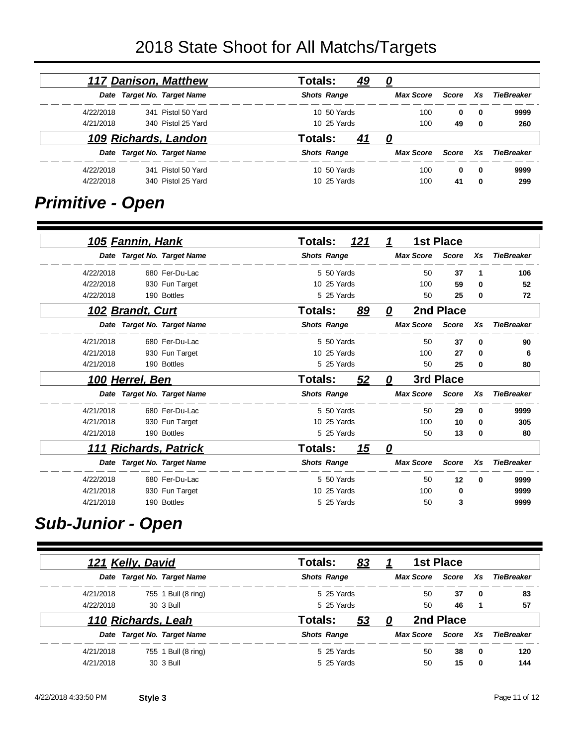# 2018 State Shoot for All Matchs/Targets

**117 Danison, Matthew** — Totals: 49 — 0

| Date | Target No. | Target Name | Shots | Range | Max Score | Score | Xs | TieBreaker |
|---|---|---|---|---|---|---|---|---|
| 4/22/2018 | 341 | Pistol 50 Yard | 10 | 50 Yards | 100 | 0 | 0 | 9999 |
| 4/21/2018 | 340 | Pistol 25 Yard | 10 | 25 Yards | 100 | 49 | 0 | 260 |

**109 Richards, Landon** — Totals: 41 — 0

| Date | Target No. | Target Name | Shots | Range | Max Score | Score | Xs | TieBreaker |
|---|---|---|---|---|---|---|---|---|
| 4/22/2018 | 341 | Pistol 50 Yard | 10 | 50 Yards | 100 | 0 | 0 | 9999 |
| 4/22/2018 | 340 | Pistol 25 Yard | 10 | 25 Yards | 100 | 41 | 0 | 299 |

## Primitive - Open

**105 Fannin, Hank** — Totals: 121 — 1 — 1st Place

| Date | Target No. | Target Name | Shots | Range | Max Score | Score | Xs | TieBreaker |
|---|---|---|---|---|---|---|---|---|
| 4/22/2018 | 680 | Fer-Du-Lac | 5 | 50 Yards | 50 | 37 | 1 | 106 |
| 4/22/2018 | 930 | Fun Target | 10 | 25 Yards | 100 | 59 | 0 | 52 |
| 4/22/2018 | 190 | Bottles | 5 | 25 Yards | 50 | 25 | 0 | 72 |

**102 Brandt, Curt** — Totals: 89 — 0 — 2nd Place

| Date | Target No. | Target Name | Shots | Range | Max Score | Score | Xs | TieBreaker |
|---|---|---|---|---|---|---|---|---|
| 4/21/2018 | 680 | Fer-Du-Lac | 5 | 50 Yards | 50 | 37 | 0 | 90 |
| 4/21/2018 | 930 | Fun Target | 10 | 25 Yards | 100 | 27 | 0 | 6 |
| 4/21/2018 | 190 | Bottles | 5 | 25 Yards | 50 | 25 | 0 | 80 |

**100 Herrel, Ben** — Totals: 52 — 0 — 3rd Place

| Date | Target No. | Target Name | Shots | Range | Max Score | Score | Xs | TieBreaker |
|---|---|---|---|---|---|---|---|---|
| 4/21/2018 | 680 | Fer-Du-Lac | 5 | 50 Yards | 50 | 29 | 0 | 9999 |
| 4/21/2018 | 930 | Fun Target | 10 | 25 Yards | 100 | 10 | 0 | 305 |
| 4/21/2018 | 190 | Bottles | 5 | 25 Yards | 50 | 13 | 0 | 80 |

**111 Richards, Patrick** — Totals: 15 — 0

| Date | Target No. | Target Name | Shots | Range | Max Score | Score | Xs | TieBreaker |
|---|---|---|---|---|---|---|---|---|
| 4/22/2018 | 680 | Fer-Du-Lac | 5 | 50 Yards | 50 | 12 | 0 | 9999 |
| 4/21/2018 | 930 | Fun Target | 10 | 25 Yards | 100 | 0 | | 9999 |
| 4/21/2018 | 190 | Bottles | 5 | 25 Yards | 50 | 3 | | 9999 |

## Sub-Junior - Open

**121 Kelly, David** — Totals: 83 — 1 — 1st Place

| Date | Target No. | Target Name | Shots | Range | Max Score | Score | Xs | TieBreaker |
|---|---|---|---|---|---|---|---|---|
| 4/21/2018 | 755 | 1 Bull (8 ring) | 5 | 25 Yards | 50 | 37 | 0 | 83 |
| 4/22/2018 | 30 | 3 Bull | 5 | 25 Yards | 50 | 46 | 1 | 57 |

**110 Richards, Leah** — Totals: 53 — 0 — 2nd Place

| Date | Target No. | Target Name | Shots | Range | Max Score | Score | Xs | TieBreaker |
|---|---|---|---|---|---|---|---|---|
| 4/21/2018 | 755 | 1 Bull (8 ring) | 5 | 25 Yards | 50 | 38 | 0 | 120 |
| 4/21/2018 | 30 | 3 Bull | 5 | 25 Yards | 50 | 15 | 0 | 144 |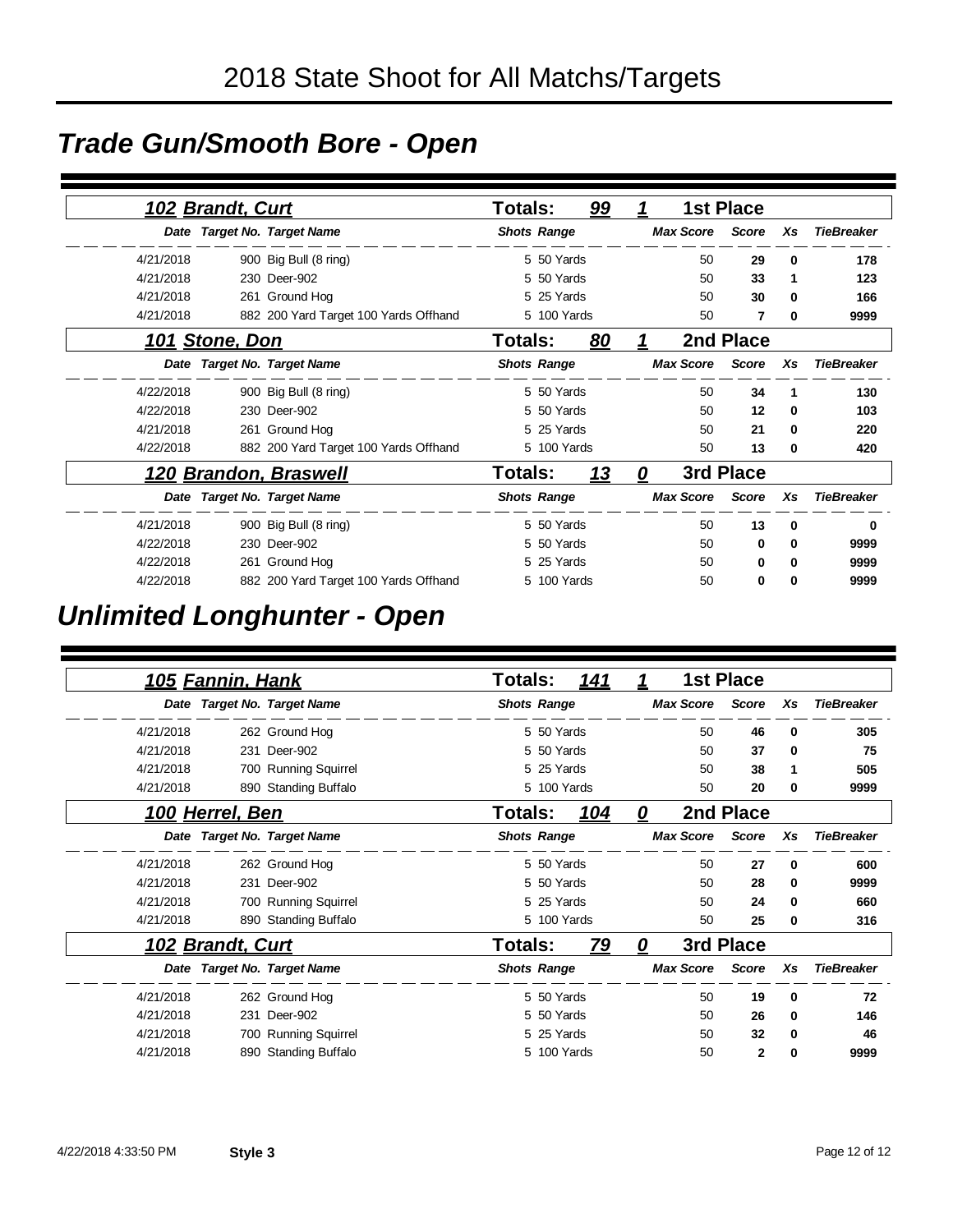# 2018 State Shoot for All Matchs/Targets

## *Trade Gun/Smooth Bore - Open*

### *102 Brandt, Curt* — Totals: 99 — 1 — 1st Place

| Date | Target No. | Target Name | Shots | Range | Max Score | Score | Xs | TieBreaker |
|---|---|---|---|---|---|---|---|---|
| 4/21/2018 | 900 | Big Bull (8 ring) | 5 | 50 Yards | 50 | **29** | **0** | **178** |
| 4/21/2018 | 230 | Deer-902 | 5 | 50 Yards | 50 | **33** | **1** | **123** |
| 4/21/2018 | 261 | Ground Hog | 5 | 25 Yards | 50 | **30** | **0** | **166** |
| 4/21/2018 | 882 | 200 Yard Target 100 Yards Offhand | 5 | 100 Yards | 50 | **7** | **0** | **9999** |

### *101 Stone, Don* — Totals: 80 — 1 — 2nd Place

| Date | Target No. | Target Name | Shots | Range | Max Score | Score | Xs | TieBreaker |
|---|---|---|---|---|---|---|---|---|
| 4/22/2018 | 900 | Big Bull (8 ring) | 5 | 50 Yards | 50 | **34** | **1** | **130** |
| 4/22/2018 | 230 | Deer-902 | 5 | 50 Yards | 50 | **12** | **0** | **103** |
| 4/21/2018 | 261 | Ground Hog | 5 | 25 Yards | 50 | **21** | **0** | **220** |
| 4/22/2018 | 882 | 200 Yard Target 100 Yards Offhand | 5 | 100 Yards | 50 | **13** | **0** | **420** |

### *120 Brandon, Braswell* — Totals: 13 — 0 — 3rd Place

| Date | Target No. | Target Name | Shots | Range | Max Score | Score | Xs | TieBreaker |
|---|---|---|---|---|---|---|---|---|
| 4/21/2018 | 900 | Big Bull (8 ring) | 5 | 50 Yards | 50 | **13** | **0** | **0** |
| 4/22/2018 | 230 | Deer-902 | 5 | 50 Yards | 50 | **0** | **0** | **9999** |
| 4/22/2018 | 261 | Ground Hog | 5 | 25 Yards | 50 | **0** | **0** | **9999** |
| 4/22/2018 | 882 | 200 Yard Target 100 Yards Offhand | 5 | 100 Yards | 50 | **0** | **0** | **9999** |

## *Unlimited Longhunter - Open*

### *105 Fannin, Hank* — Totals: 141 — 1 — 1st Place

| Date | Target No. | Target Name | Shots | Range | Max Score | Score | Xs | TieBreaker |
|---|---|---|---|---|---|---|---|---|
| 4/21/2018 | 262 | Ground Hog | 5 | 50 Yards | 50 | **46** | **0** | **305** |
| 4/21/2018 | 231 | Deer-902 | 5 | 50 Yards | 50 | **37** | **0** | **75** |
| 4/21/2018 | 700 | Running Squirrel | 5 | 25 Yards | 50 | **38** | **1** | **505** |
| 4/21/2018 | 890 | Standing Buffalo | 5 | 100 Yards | 50 | **20** | **0** | **9999** |

### *100 Herrel, Ben* — Totals: 104 — 0 — 2nd Place

| Date | Target No. | Target Name | Shots | Range | Max Score | Score | Xs | TieBreaker |
|---|---|---|---|---|---|---|---|---|
| 4/21/2018 | 262 | Ground Hog | 5 | 50 Yards | 50 | **27** | **0** | **600** |
| 4/21/2018 | 231 | Deer-902 | 5 | 50 Yards | 50 | **28** | **0** | **9999** |
| 4/21/2018 | 700 | Running Squirrel | 5 | 25 Yards | 50 | **24** | **0** | **660** |
| 4/21/2018 | 890 | Standing Buffalo | 5 | 100 Yards | 50 | **25** | **0** | **316** |

### *102 Brandt, Curt* — Totals: 79 — 0 — 3rd Place

| Date | Target No. | Target Name | Shots | Range | Max Score | Score | Xs | TieBreaker |
|---|---|---|---|---|---|---|---|---|
| 4/21/2018 | 262 | Ground Hog | 5 | 50 Yards | 50 | **19** | **0** | **72** |
| 4/21/2018 | 231 | Deer-902 | 5 | 50 Yards | 50 | **26** | **0** | **146** |
| 4/21/2018 | 700 | Running Squirrel | 5 | 25 Yards | 50 | **32** | **0** | **46** |
| 4/21/2018 | 890 | Standing Buffalo | 5 | 100 Yards | 50 | **2** | **0** | **9999** |

4/22/2018 4:33:50 PM **Style 3**